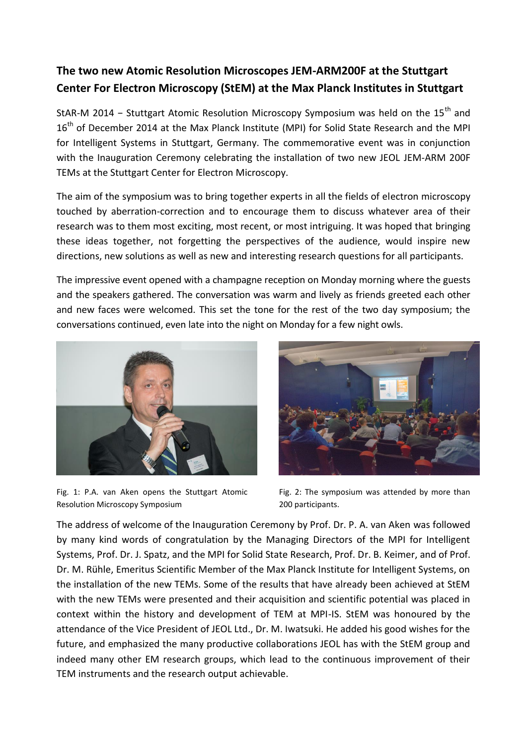# The two new Atomic Resolution Microscopes JEM-ARM200F at the Stuttgart Center For Electron Microscopy (StEM) at the Max Planck Institutes in Stuttgart

StAR-M 2014 − Stuttgart Atomic Resolution Microscopy Symposium was held on the 15th and 16th of December 2014 at the Max Planck Institute (MPI) for Solid State Research and the MPI for Intelligent Systems in Stuttgart, Germany. The commemorative event was in conjunction with the Inauguration Ceremony celebrating the installation of two new JEOL JEM-ARM 200F TEMs at the Stuttgart Center for Electron Microscopy.

The aim of the symposium was to bring together experts in all the fields of electron microscopy touched by aberration-correction and to encourage them to discuss whatever area of their research was to them most exciting, most recent, or most intriguing. It was hoped that bringing these ideas together, not forgetting the perspectives of the audience, would inspire new directions, new solutions as well as new and interesting research questions for all participants.

The impressive event opened with a champagne reception on Monday morning where the guests and the speakers gathered. The conversation was warm and lively as friends greeted each other and new faces were welcomed. This set the tone for the rest of the two day symposium; the conversations continued, even late into the night on Monday for a few night owls.

Fig. 1: P.A. van Aken opens the Stuttgart Atomic Resolution Microscopy Symposium

Fig. 2: The symposium was attended by more than 200 participants.

The address of welcome of the Inauguration Ceremony by Prof. Dr. P. A. van Aken was followed by many kind words of congratulation by the Managing Directors of the MPI for Intelligent Systems, Prof. Dr. J. Spatz, and the MPI for Solid State Research, Prof. Dr. B. Keimer, and of Prof. Dr. M. Rühle, Emeritus Scientific Member of the Max Planck Institute for Intelligent Systems, on the installation of the new TEMs. Some of the results that have already been achieved at StEM with the new TEMs were presented and their acquisition and scientific potential was placed in context within the history and development of TEM at MPI-IS. StEM was honoured by the attendance of the Vice President of JEOL Ltd., Dr. M. Iwatsuki. He added his good wishes for the future, and emphasized the many productive collaborations JEOL has with the StEM group and indeed many other EM research groups, which lead to the continuous improvement of their TEM instruments and the research output achievable.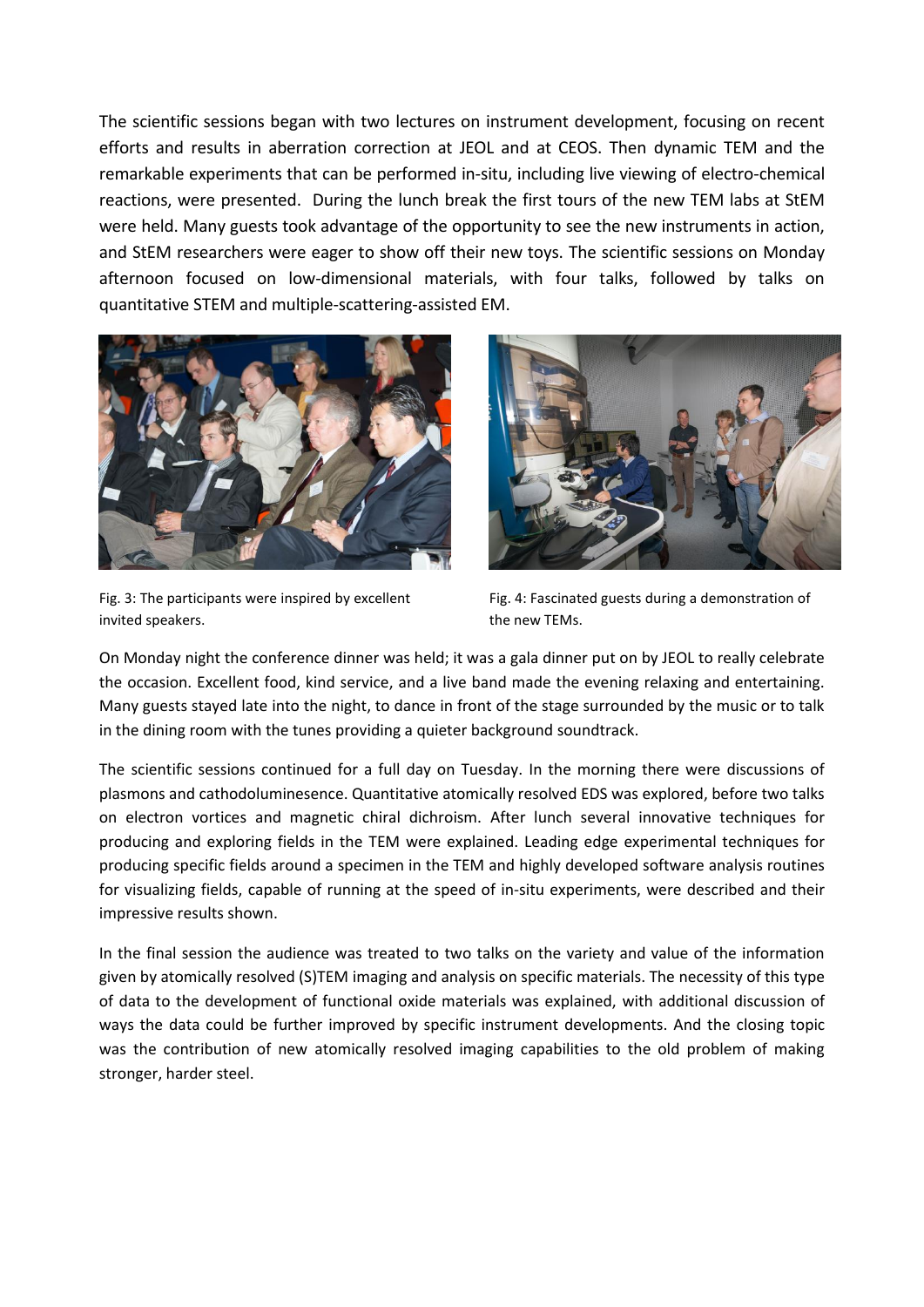The scientific sessions began with two lectures on instrument development, focusing on recent efforts and results in aberration correction at JEOL and at CEOS. Then dynamic TEM and the remarkable experiments that can be performed in-situ, including live viewing of electro-chemical reactions, were presented. During the lunch break the first tours of the new TEM labs at StEM were held. Many guests took advantage of the opportunity to see the new instruments in action, and StEM researchers were eager to show off their new toys. The scientific sessions on Monday afternoon focused on low-dimensional materials, with four talks, followed by talks on quantitative STEM and multiple-scattering-assisted EM.

Fig. 3: The participants were inspired by excellent invited speakers.

Fig. 4: Fascinated guests during a demonstration of the new TEMs.

On Monday night the conference dinner was held; it was a gala dinner put on by JEOL to really celebrate the occasion. Excellent food, kind service, and a live band made the evening relaxing and entertaining. Many guests stayed late into the night, to dance in front of the stage surrounded by the music or to talk in the dining room with the tunes providing a quieter background soundtrack.

The scientific sessions continued for a full day on Tuesday. In the morning there were discussions of plasmons and cathodoluminesence. Quantitative atomically resolved EDS was explored, before two talks on electron vortices and magnetic chiral dichroism. After lunch several innovative techniques for producing and exploring fields in the TEM were explained. Leading edge experimental techniques for producing specific fields around a specimen in the TEM and highly developed software analysis routines for visualizing fields, capable of running at the speed of in-situ experiments, were described and their impressive results shown.

In the final session the audience was treated to two talks on the variety and value of the information given by atomically resolved (S)TEM imaging and analysis on specific materials. The necessity of this type of data to the development of functional oxide materials was explained, with additional discussion of ways the data could be further improved by specific instrument developments. And the closing topic was the contribution of new atomically resolved imaging capabilities to the old problem of making stronger, harder steel.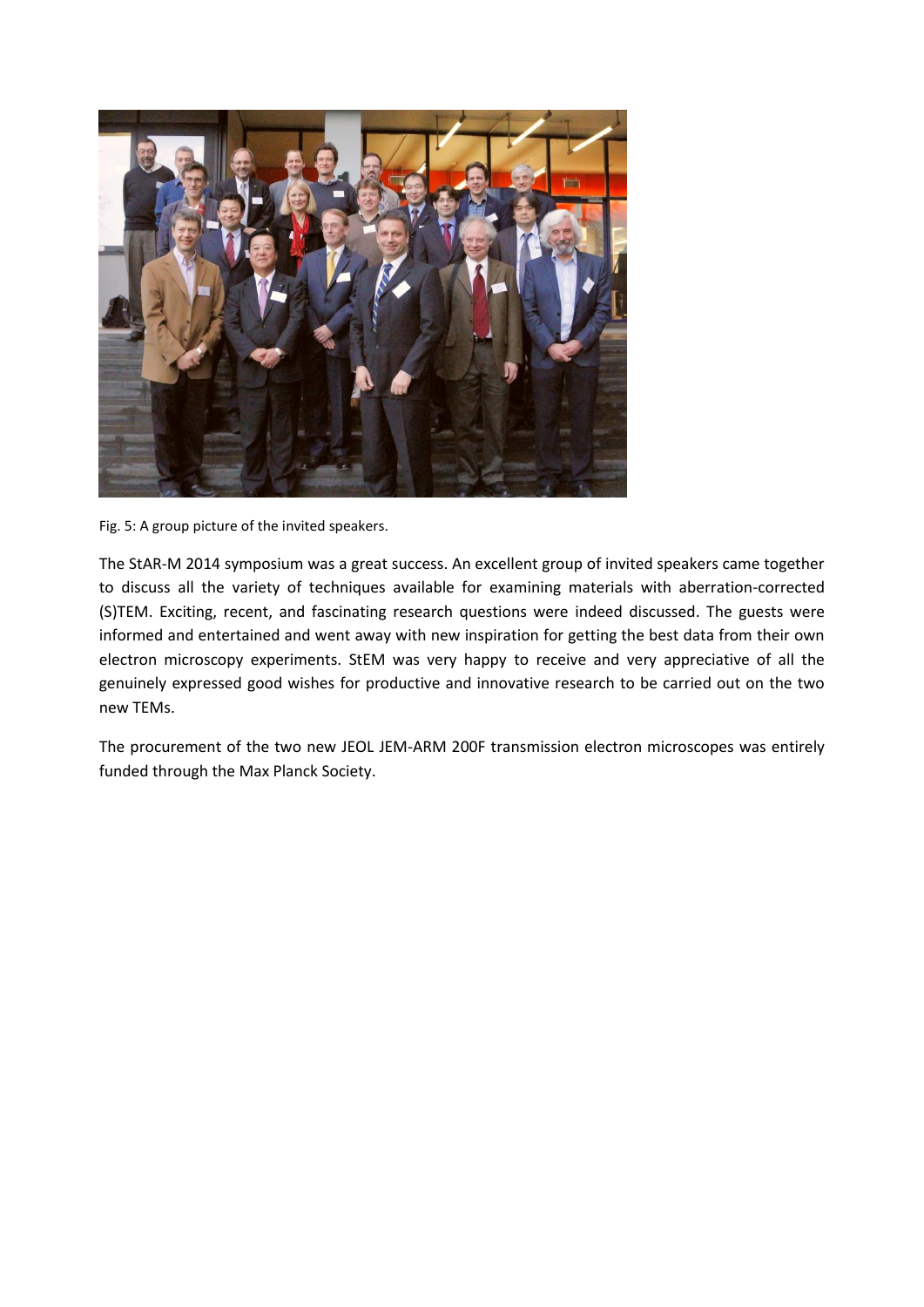Fig. 5: A group picture of the invited speakers.

The StAR-M 2014 symposium was a great success. An excellent group of invited speakers came together to discuss all the variety of techniques available for examining materials with aberration-corrected (S)TEM. Exciting, recent, and fascinating research questions were indeed discussed. The guests were informed and entertained and went away with new inspiration for getting the best data from their own electron microscopy experiments. StEM was very happy to receive and very appreciative of all the genuinely expressed good wishes for productive and innovative research to be carried out on the two new TEMs.

The procurement of the two new JEOL JEM-ARM 200F transmission electron microscopes was entirely funded through the Max Planck Society.